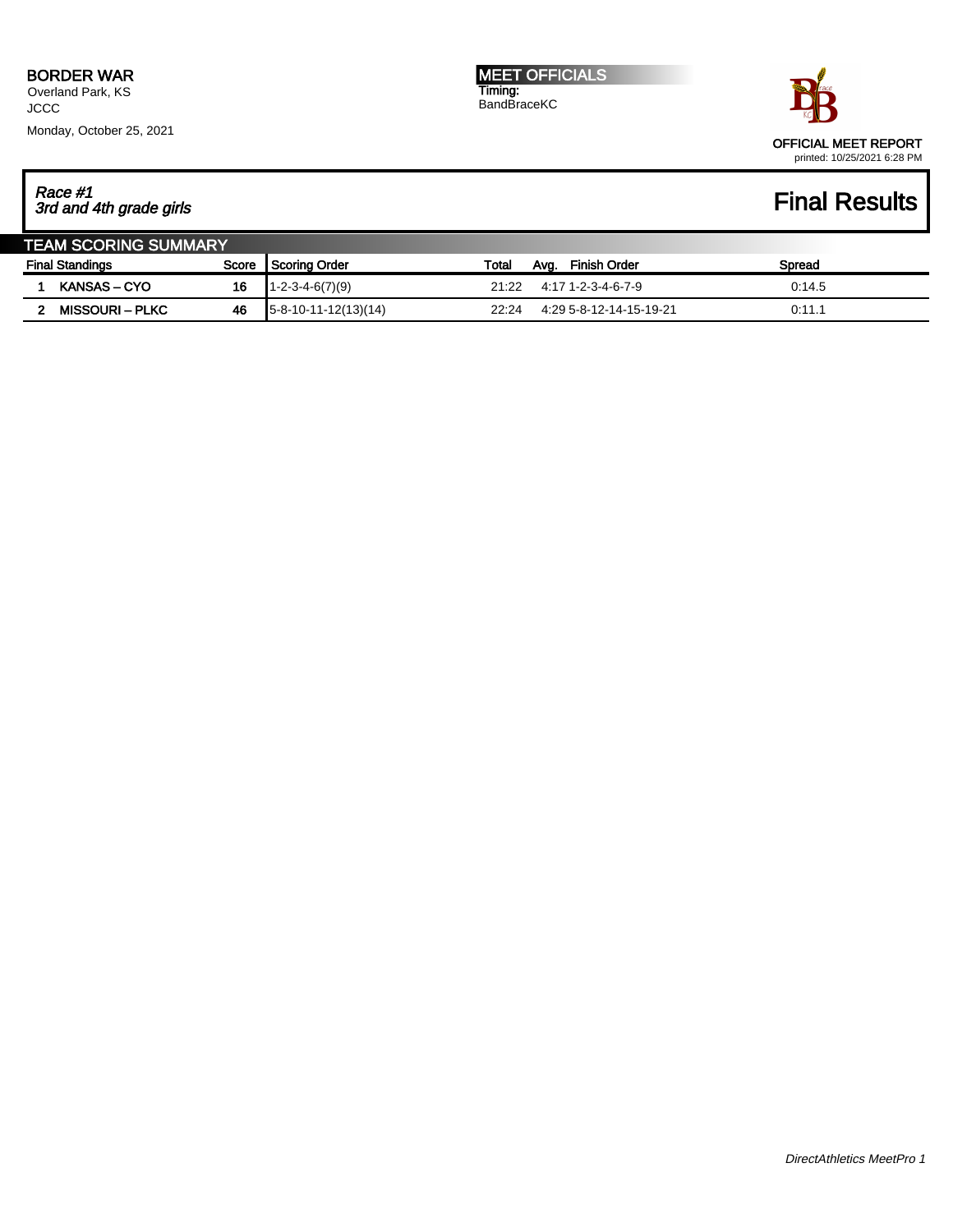**BORDER WAR**
Overland Park, KS
JCCC

Monday, October 25, 2021

**MEET OFFICIALS**
Timing:
BandBraceKC

OFFICIAL MEET REPORT
printed: 10/25/2021 6:28 PM

## *Race #1*
## *3rd and 4th grade girls*

# Final Results

### TEAM SCORING SUMMARY

| | Final Standings | Score | Scoring Order | Total | Avg. | Finish Order | Spread |
|---|---|---|---|---|---|---|---|
| 1 | **KANSAS – CYO** | **16** | 1-2-3-4-6(7)(9) | 21:22 | 4:17 | 1-2-3-4-6-7-9 | 0:14.5 |
| 2 | **MISSOURI – PLKC** | **46** | 5-8-10-11-12(13)(14) | 22:24 | 4:29 | 5-8-12-14-15-19-21 | 0:11.1 |

*DirectAthletics MeetPro 1*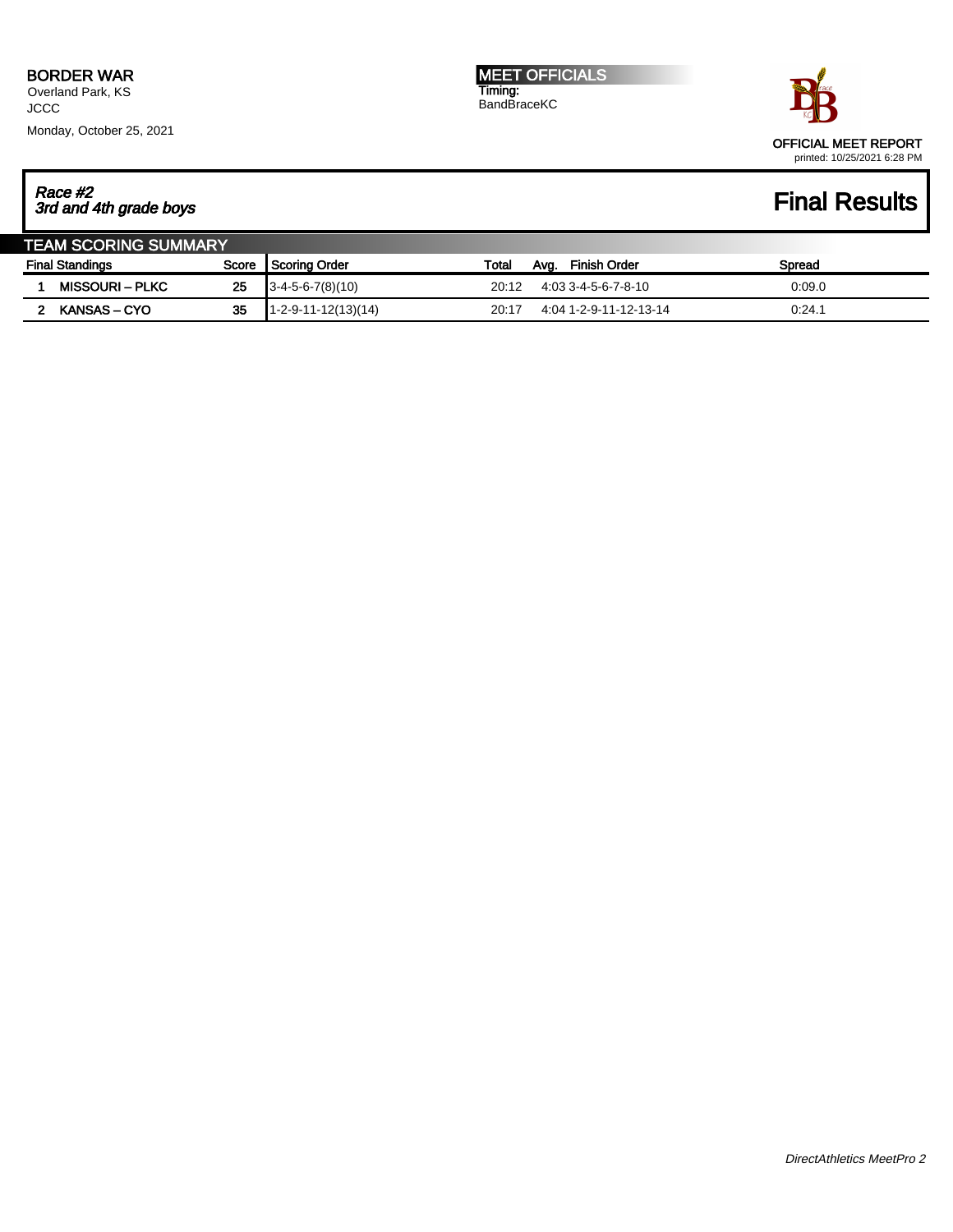**BORDER WAR**
Overland Park, KS
JCCC
Monday, October 25, 2021

**MEET OFFICIALS**
Timing:
BandBraceKC

OFFICIAL MEET REPORT
printed: 10/25/2021 6:28 PM

## *Race #2*
## *3rd and 4th grade boys*

## Final Results

### TEAM SCORING SUMMARY

| Final Standings | | Score | Scoring Order | Total | Avg. | Finish Order | Spread |
|---|---|---|---|---|---|---|---|
| 1 | **MISSOURI – PLKC** | **25** | 3-4-5-6-7(8)(10) | 20:12 | 4:03 | 3-4-5-6-7-8-10 | 0:09.0 |
| 2 | **KANSAS – CYO** | **35** | 1-2-9-11-12(13)(14) | 20:17 | 4:04 | 1-2-9-11-12-13-14 | 0:24.1 |

*DirectAthletics MeetPro 2*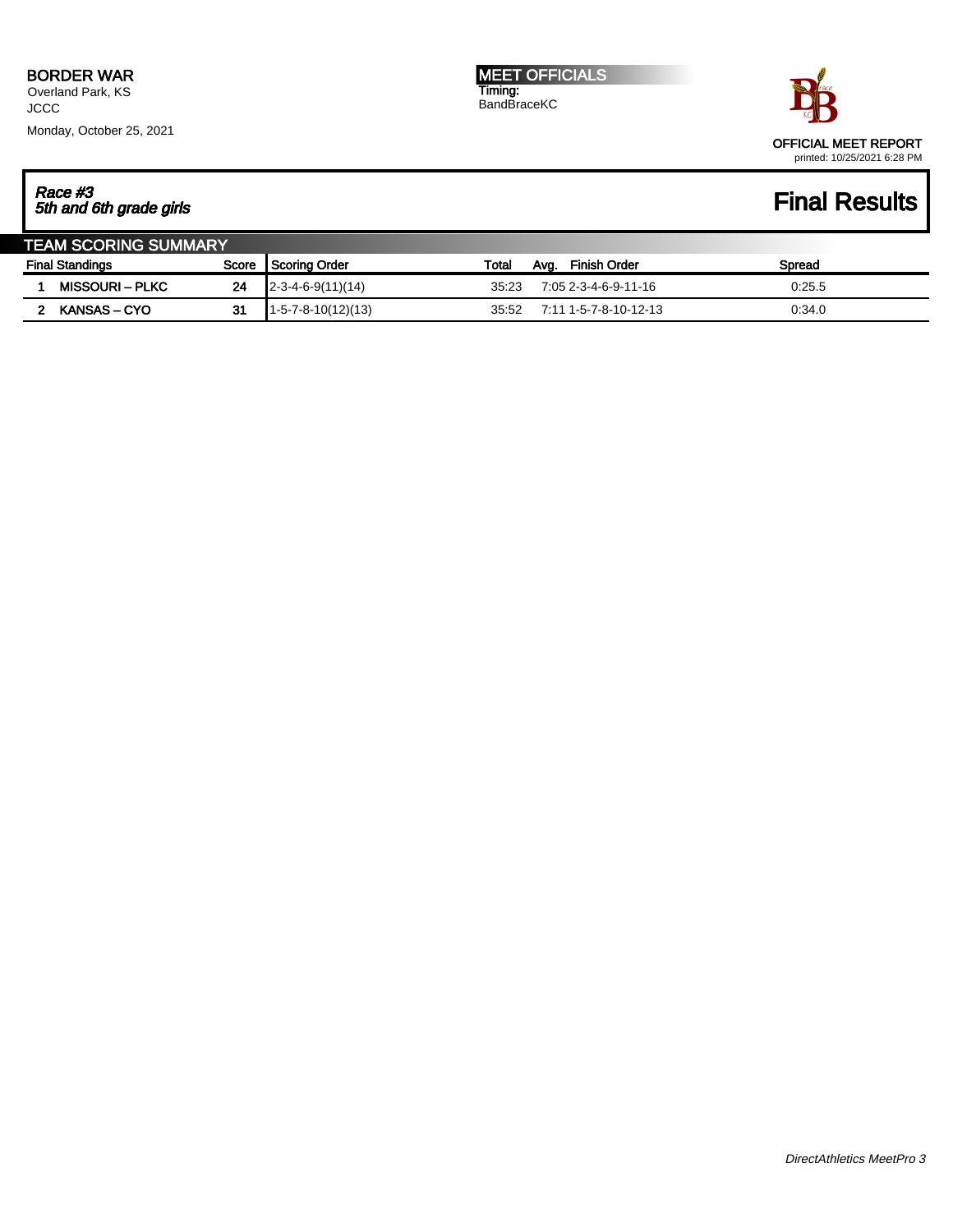**BORDER WAR**
Overland Park, KS
JCCC

Monday, October 25, 2021

**MEET OFFICIALS**
Timing:
BandBraceKC

OFFICIAL MEET REPORT
printed: 10/25/2021 6:28 PM

*Race #3*
*5th and 6th grade girls*

# Final Results

## TEAM SCORING SUMMARY

| Final Standings | | Score | Scoring Order | Total | Avg. | Finish Order | Spread |
|---|---|---|---|---|---|---|---|
| 1 | **MISSOURI – PLKC** | **24** | 2-3-4-6-9(11)(14) | 35:23 | 7:05 | 2-3-4-6-9-11-16 | 0:25.5 |
| 2 | **KANSAS – CYO** | **31** | 1-5-7-8-10(12)(13) | 35:52 | 7:11 | 1-5-7-8-10-12-13 | 0:34.0 |

*DirectAthletics MeetPro 3*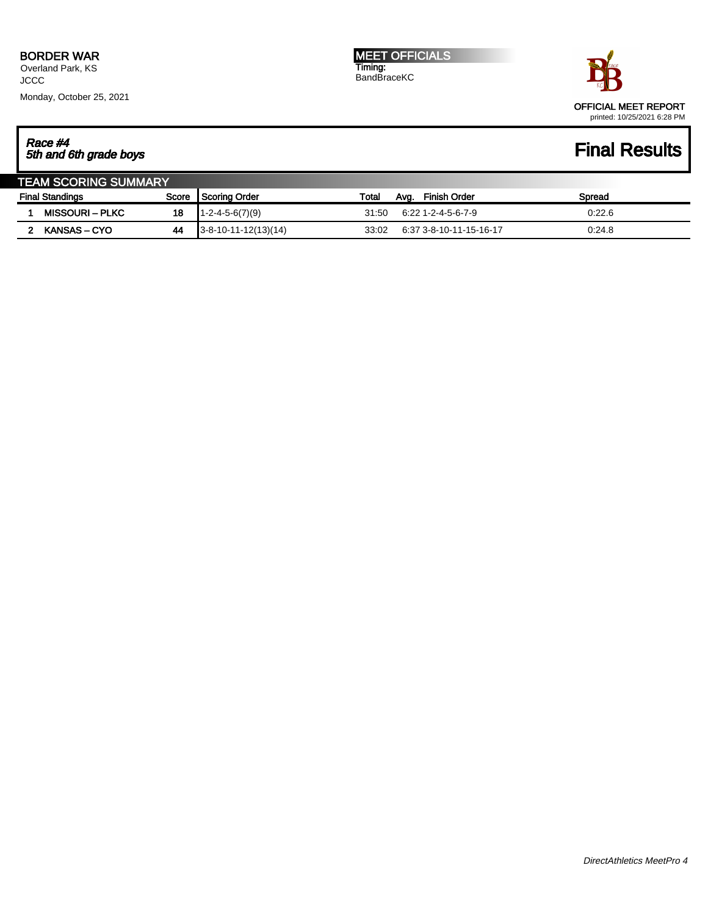**BORDER WAR**
Overland Park, KS
JCCC

Monday, October 25, 2021

**MEET OFFICIALS**
Timing:
BandBraceKC

OFFICIAL MEET REPORT
printed: 10/25/2021 6:28 PM

## *Race #4*
## *5th and 6th grade boys*

# Final Results

### TEAM SCORING SUMMARY

| | Final Standings | Score | Scoring Order | Total | Avg. | Finish Order | Spread |
|---|---|---|---|---|---|---|---|
| 1 | **MISSOURI – PLKC** | **18** | 1-2-4-5-6(7)(9) | 31:50 | 6:22 | 1-2-4-5-6-7-9 | 0:22.6 |
| 2 | **KANSAS – CYO** | **44** | 3-8-10-11-12(13)(14) | 33:02 | 6:37 | 3-8-10-11-15-16-17 | 0:24.8 |

*DirectAthletics MeetPro 4*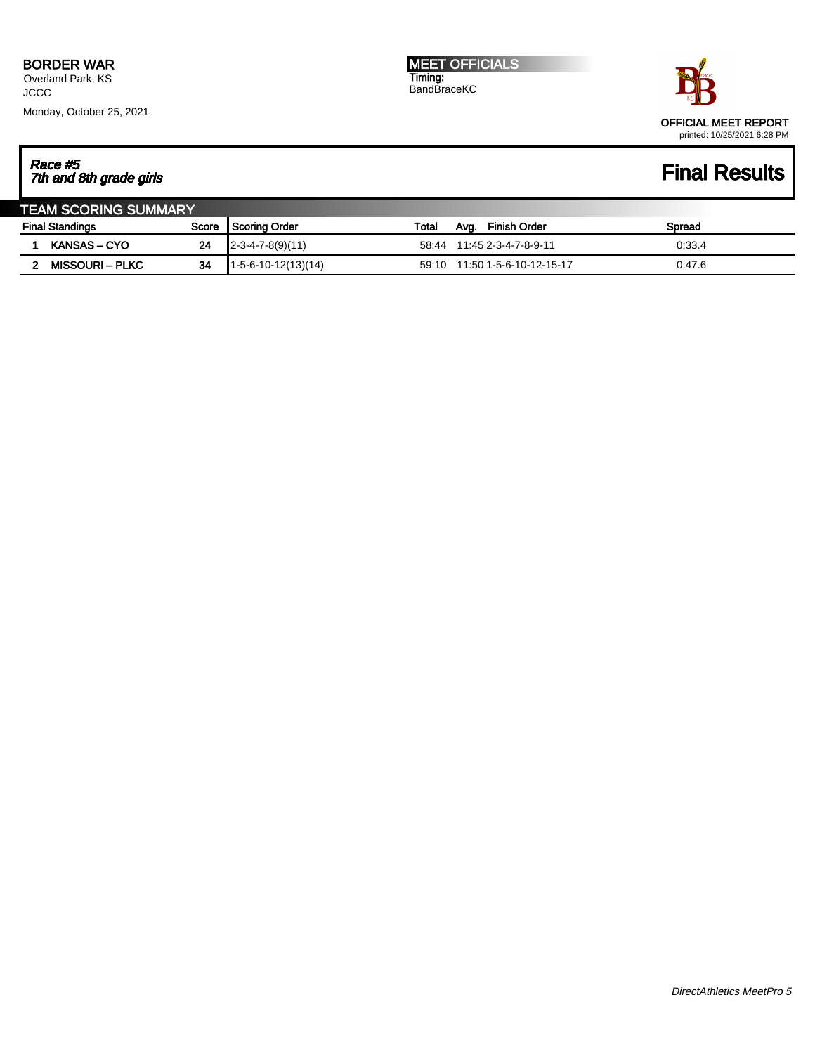**BORDER WAR**
Overland Park, KS
JCCC

Monday, October 25, 2021

**MEET OFFICIALS**
Timing:
BandBraceKC

OFFICIAL MEET REPORT
printed: 10/25/2021 6:28 PM

***Race #5***
***7th and 8th grade girls***

# Final Results

## TEAM SCORING SUMMARY

| Final Standings | | Score | Scoring Order | Total | Avg. | Finish Order | Spread |
|---|---|---|---|---|---|---|---|
| 1 | **KANSAS – CYO** | **24** | 2-3-4-7-8(9)(11) | 58:44 | 11:45 | 2-3-4-7-8-9-11 | 0:33.4 |
| 2 | **MISSOURI – PLKC** | **34** | 1-5-6-10-12(13)(14) | 59:10 | 11:50 | 1-5-6-10-12-15-17 | 0:47.6 |

*DirectAthletics MeetPro 5*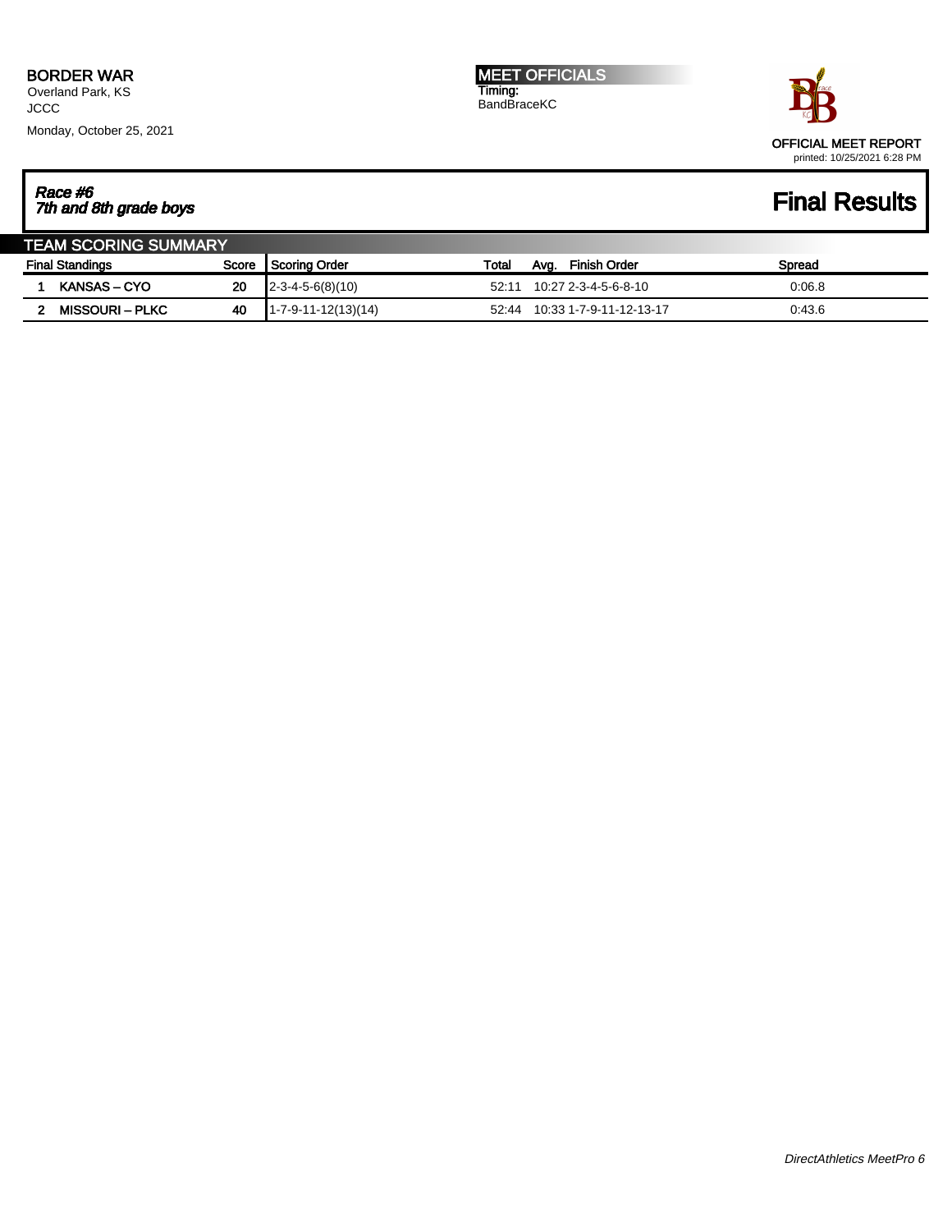**BORDER WAR**
Overland Park, KS
JCCC
Monday, October 25, 2021

**MEET OFFICIALS**
Timing:
BandBraceKC

OFFICIAL MEET REPORT
printed: 10/25/2021 6:28 PM

## *Race #6*
## *7th and 8th grade boys*

# Final Results

## TEAM SCORING SUMMARY

| Final Standings | | Score | Scoring Order | Total | Avg. | Finish Order | Spread |
|---|---|---|---|---|---|---|---|
| 1 | KANSAS – CYO | 20 | 2-3-4-5-6(8)(10) | 52:11 | 10:27 | 2-3-4-5-6-8-10 | 0:06.8 |
| 2 | MISSOURI – PLKC | 40 | 1-7-9-11-12(13)(14) | 52:44 | 10:33 | 1-7-9-11-12-13-17 | 0:43.6 |

*DirectAthletics MeetPro 6*